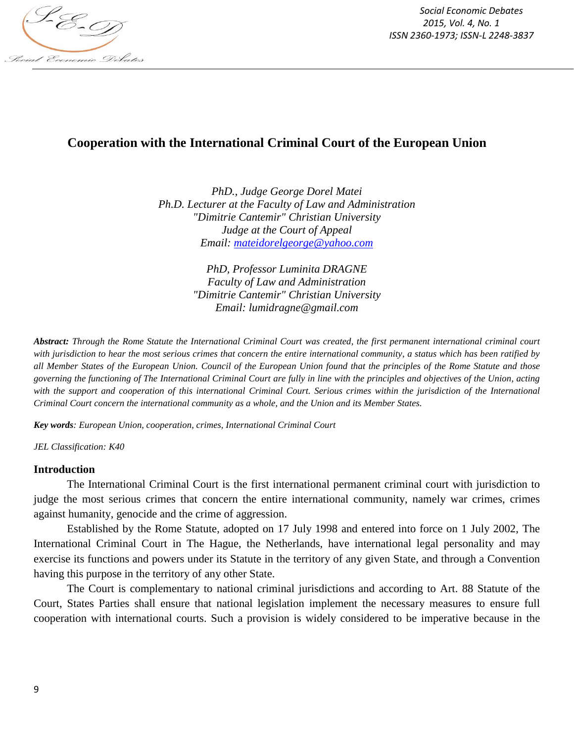# Cooperation with the International Criminal Court of the European Union

*PhD., Judge George Dorel Matei*
*Ph.D. Lecturer at the Faculty of Law and Administration*
*"Dimitrie Cantemir" Christian University*
*Judge at the Court of Appeal*
*Email: mateidorelgeorge@yahoo.com*

*PhD, Professor Luminita DRAGNE*
*Faculty of Law and Administration*
*"Dimitrie Cantemir" Christian University*
*Email: lumidragne@gmail.com*

***Abstract:*** *Through the Rome Statute the International Criminal Court was created, the first permanent international criminal court with jurisdiction to hear the most serious crimes that concern the entire international community, a status which has been ratified by all Member States of the European Union. Council of the European Union found that the principles of the Rome Statute and those governing the functioning of The International Criminal Court are fully in line with the principles and objectives of the Union, acting with the support and cooperation of this international Criminal Court. Serious crimes within the jurisdiction of the International Criminal Court concern the international community as a whole, and the Union and its Member States.*

***Key words****: European Union, cooperation, crimes, International Criminal Court*

*JEL Classification: K40*

## Introduction

The International Criminal Court is the first international permanent criminal court with jurisdiction to judge the most serious crimes that concern the entire international community, namely war crimes, crimes against humanity, genocide and the crime of aggression.

Established by the Rome Statute, adopted on 17 July 1998 and entered into force on 1 July 2002, The International Criminal Court in The Hague, the Netherlands, have international legal personality and may exercise its functions and powers under its Statute in the territory of any given State, and through a Convention having this purpose in the territory of any other State.

The Court is complementary to national criminal jurisdictions and according to Art. 88 Statute of the Court, States Parties shall ensure that national legislation implement the necessary measures to ensure full cooperation with international courts. Such a provision is widely considered to be imperative because in the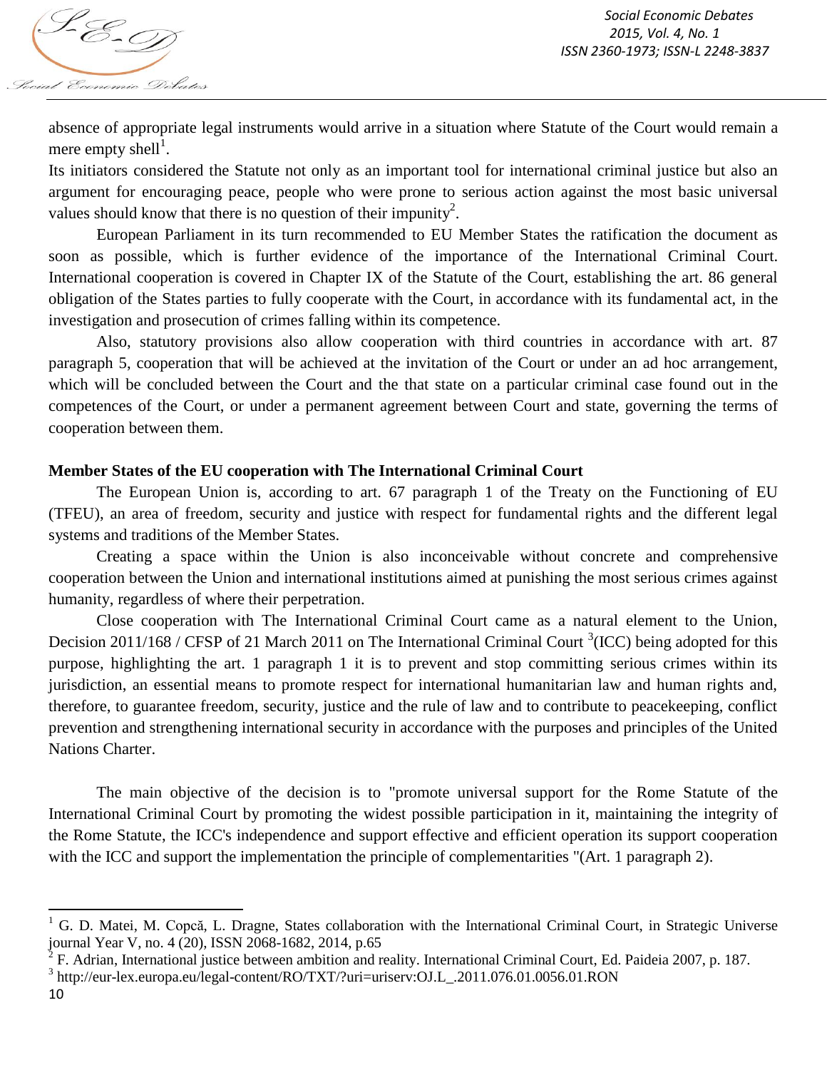absence of appropriate legal instruments would arrive in a situation where Statute of the Court would remain a mere empty shell[1].

Its initiators considered the Statute not only as an important tool for international criminal justice but also an argument for encouraging peace, people who were prone to serious action against the most basic universal values should know that there is no question of their impunity[2].

European Parliament in its turn recommended to EU Member States the ratification the document as soon as possible, which is further evidence of the importance of the International Criminal Court. International cooperation is covered in Chapter IX of the Statute of the Court, establishing the art. 86 general obligation of the States parties to fully cooperate with the Court, in accordance with its fundamental act, in the investigation and prosecution of crimes falling within its competence.

Also, statutory provisions also allow cooperation with third countries in accordance with art. 87 paragraph 5, cooperation that will be achieved at the invitation of the Court or under an ad hoc arrangement, which will be concluded between the Court and the that state on a particular criminal case found out in the competences of the Court, or under a permanent agreement between Court and state, governing the terms of cooperation between them.

**Member States of the EU cooperation with The International Criminal Court**

The European Union is, according to art. 67 paragraph 1 of the Treaty on the Functioning of EU (TFEU), an area of freedom, security and justice with respect for fundamental rights and the different legal systems and traditions of the Member States.

Creating a space within the Union is also inconceivable without concrete and comprehensive cooperation between the Union and international institutions aimed at punishing the most serious crimes against humanity, regardless of where their perpetration.

Close cooperation with The International Criminal Court came as a natural element to the Union, Decision 2011/168 / CFSP of 21 March 2011 on The International Criminal Court [3](ICC) being adopted for this purpose, highlighting the art. 1 paragraph 1 it is to prevent and stop committing serious crimes within its jurisdiction, an essential means to promote respect for international humanitarian law and human rights and, therefore, to guarantee freedom, security, justice and the rule of law and to contribute to peacekeeping, conflict prevention and strengthening international security in accordance with the purposes and principles of the United Nations Charter.

The main objective of the decision is to "promote universal support for the Rome Statute of the International Criminal Court by promoting the widest possible participation in it, maintaining the integrity of the Rome Statute, the ICC's independence and support effective and efficient operation its support cooperation with the ICC and support the implementation the principle of complementarities "(Art. 1 paragraph 2).

---

[1] G. D. Matei, M. Copcă, L. Dragne, States collaboration with the International Criminal Court, in Strategic Universe journal Year V, no. 4 (20), ISSN 2068-1682, 2014, p.65

[2] F. Adrian, International justice between ambition and reality. International Criminal Court, Ed. Paideia 2007, p. 187.

[3] http://eur-lex.europa.eu/legal-content/RO/TXT/?uri=uriserv:OJ.L_.2011.076.01.0056.01.RON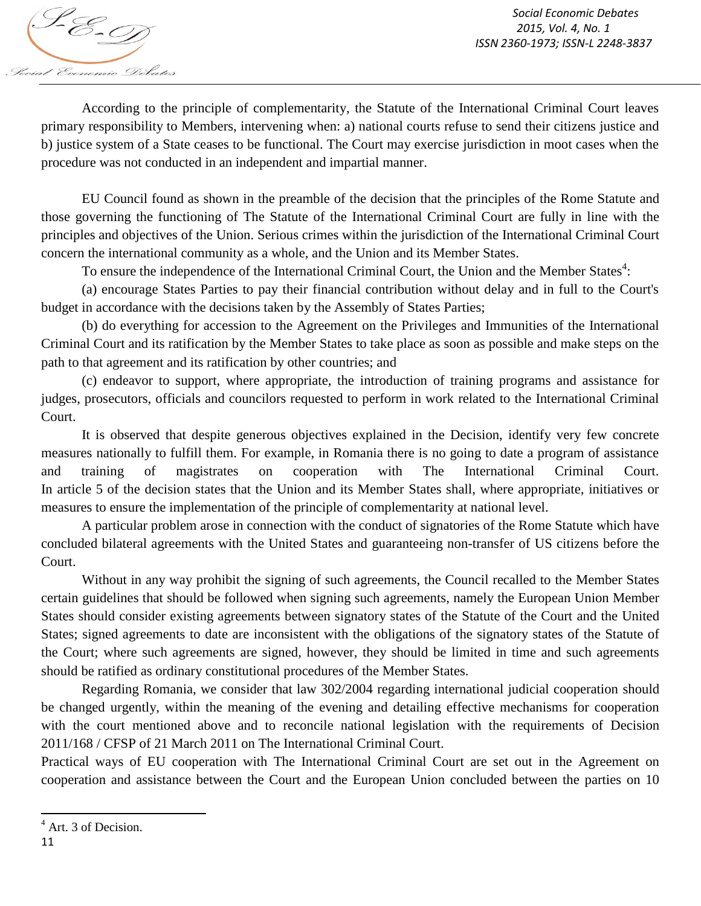According to the principle of complementarity, the Statute of the International Criminal Court leaves primary responsibility to Members, intervening when: a) national courts refuse to send their citizens justice and b) justice system of a State ceases to be functional. The Court may exercise jurisdiction in moot cases when the procedure was not conducted in an independent and impartial manner.

EU Council found as shown in the preamble of the decision that the principles of the Rome Statute and those governing the functioning of The Statute of the International Criminal Court are fully in line with the principles and objectives of the Union. Serious crimes within the jurisdiction of the International Criminal Court concern the international community as a whole, and the Union and its Member States.

To ensure the independence of the International Criminal Court, the Union and the Member States[4]:

(a) encourage States Parties to pay their financial contribution without delay and in full to the Court's budget in accordance with the decisions taken by the Assembly of States Parties;

(b) do everything for accession to the Agreement on the Privileges and Immunities of the International Criminal Court and its ratification by the Member States to take place as soon as possible and make steps on the path to that agreement and its ratification by other countries; and

(c) endeavor to support, where appropriate, the introduction of training programs and assistance for judges, prosecutors, officials and councilors requested to perform in work related to the International Criminal Court.

It is observed that despite generous objectives explained in the Decision, identify very few concrete measures nationally to fulfill them. For example, in Romania there is no going to date a program of assistance and training of magistrates on cooperation with The International Criminal Court. In article 5 of the decision states that the Union and its Member States shall, where appropriate, initiatives or measures to ensure the implementation of the principle of complementarity at national level.

A particular problem arose in connection with the conduct of signatories of the Rome Statute which have concluded bilateral agreements with the United States and guaranteeing non-transfer of US citizens before the Court.

Without in any way prohibit the signing of such agreements, the Council recalled to the Member States certain guidelines that should be followed when signing such agreements, namely the European Union Member States should consider existing agreements between signatory states of the Statute of the Court and the United States; signed agreements to date are inconsistent with the obligations of the signatory states of the Statute of the Court; where such agreements are signed, however, they should be limited in time and such agreements should be ratified as ordinary constitutional procedures of the Member States.

Regarding Romania, we consider that law 302/2004 regarding international judicial cooperation should be changed urgently, within the meaning of the evening and detailing effective mechanisms for cooperation with the court mentioned above and to reconcile national legislation with the requirements of Decision 2011/168 / CFSP of 21 March 2011 on The International Criminal Court.

Practical ways of EU cooperation with The International Criminal Court are set out in the Agreement on cooperation and assistance between the Court and the European Union concluded between the parties on 10

[4] Art. 3 of Decision.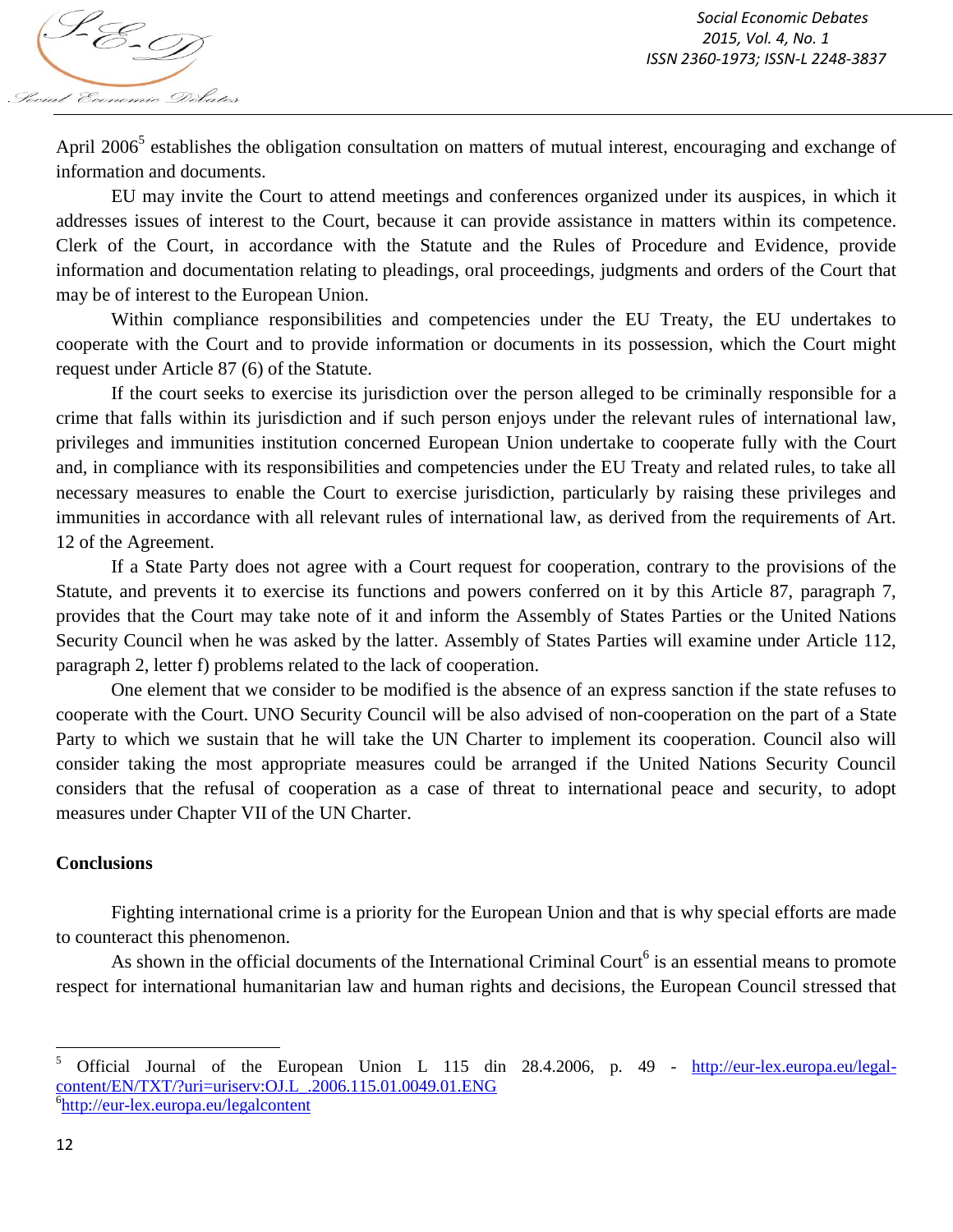April 2006[5] establishes the obligation consultation on matters of mutual interest, encouraging and exchange of information and documents.

EU may invite the Court to attend meetings and conferences organized under its auspices, in which it addresses issues of interest to the Court, because it can provide assistance in matters within its competence. Clerk of the Court, in accordance with the Statute and the Rules of Procedure and Evidence, provide information and documentation relating to pleadings, oral proceedings, judgments and orders of the Court that may be of interest to the European Union.

Within compliance responsibilities and competencies under the EU Treaty, the EU undertakes to cooperate with the Court and to provide information or documents in its possession, which the Court might request under Article 87 (6) of the Statute.

If the court seeks to exercise its jurisdiction over the person alleged to be criminally responsible for a crime that falls within its jurisdiction and if such person enjoys under the relevant rules of international law, privileges and immunities institution concerned European Union undertake to cooperate fully with the Court and, in compliance with its responsibilities and competencies under the EU Treaty and related rules, to take all necessary measures to enable the Court to exercise jurisdiction, particularly by raising these privileges and immunities in accordance with all relevant rules of international law, as derived from the requirements of Art. 12 of the Agreement.

If a State Party does not agree with a Court request for cooperation, contrary to the provisions of the Statute, and prevents it to exercise its functions and powers conferred on it by this Article 87, paragraph 7, provides that the Court may take note of it and inform the Assembly of States Parties or the United Nations Security Council when he was asked by the latter. Assembly of States Parties will examine under Article 112, paragraph 2, letter f) problems related to the lack of cooperation.

One element that we consider to be modified is the absence of an express sanction if the state refuses to cooperate with the Court. UNO Security Council will be also advised of non-cooperation on the part of a State Party to which we sustain that he will take the UN Charter to implement its cooperation. Council also will consider taking the most appropriate measures could be arranged if the United Nations Security Council considers that the refusal of cooperation as a case of threat to international peace and security, to adopt measures under Chapter VII of the UN Charter.

**Conclusions**

Fighting international crime is a priority for the European Union and that is why special efforts are made to counteract this phenomenon.

As shown in the official documents of the International Criminal Court[6] is an essential means to promote respect for international humanitarian law and human rights and decisions, the European Council stressed that

---

[5] Official Journal of the European Union L 115 din 28.4.2006, p. 49 - http://eur-lex.europa.eu/legal-content/EN/TXT/?uri=uriserv:OJ.L_.2006.115.01.0049.01.ENG

[6] http://eur-lex.europa.eu/legalcontent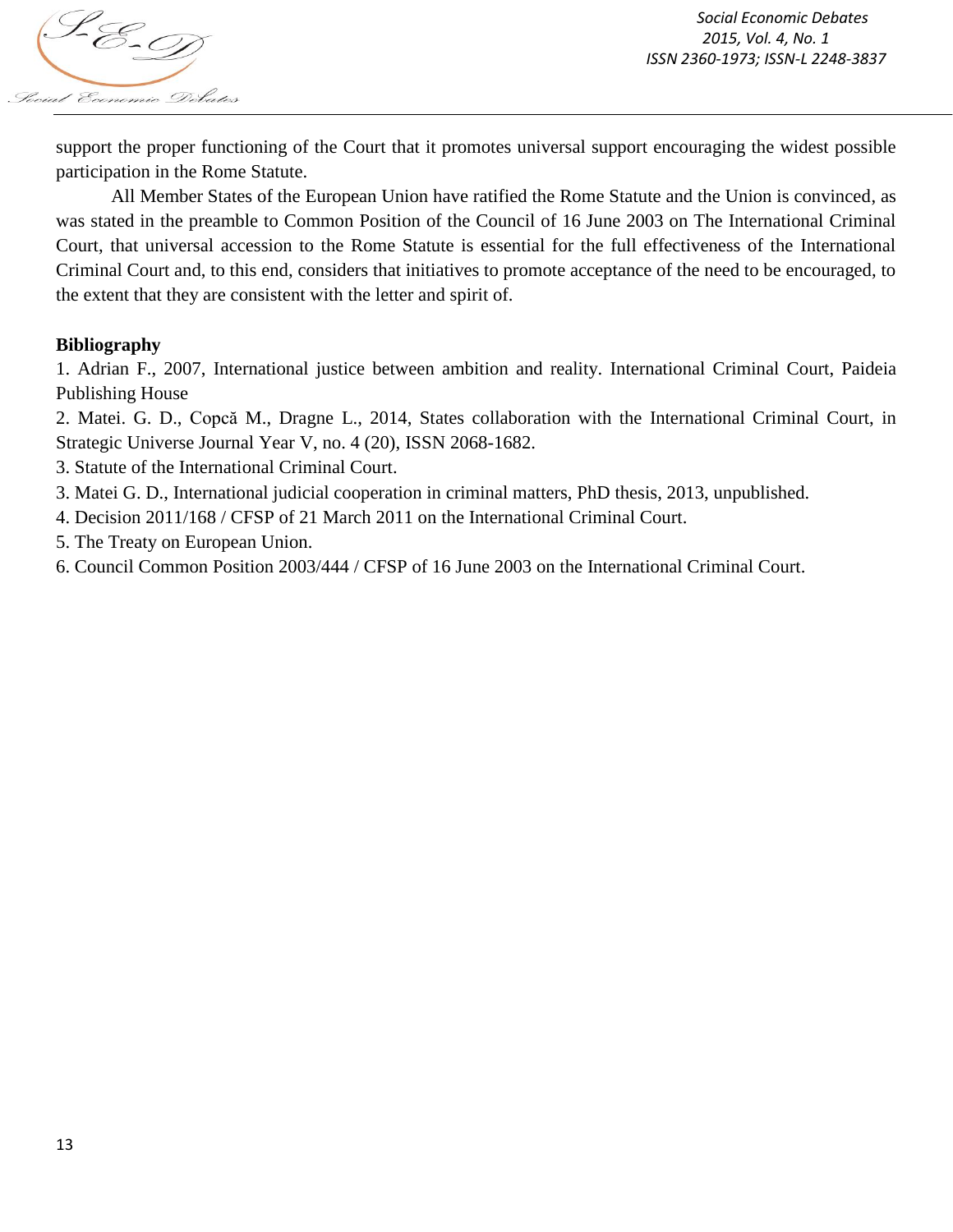support the proper functioning of the Court that it promotes universal support encouraging the widest possible participation in the Rome Statute.

All Member States of the European Union have ratified the Rome Statute and the Union is convinced, as was stated in the preamble to Common Position of the Council of 16 June 2003 on The International Criminal Court, that universal accession to the Rome Statute is essential for the full effectiveness of the International Criminal Court and, to this end, considers that initiatives to promote acceptance of the need to be encouraged, to the extent that they are consistent with the letter and spirit of.

**Bibliography**

1. Adrian F., 2007, International justice between ambition and reality. International Criminal Court, Paideia Publishing House
2. Matei. G. D., Copcă M., Dragne L., 2014, States collaboration with the International Criminal Court, in Strategic Universe Journal Year V, no. 4 (20), ISSN 2068-1682.
3. Statute of the International Criminal Court.
3. Matei G. D., International judicial cooperation in criminal matters, PhD thesis, 2013, unpublished.
4. Decision 2011/168 / CFSP of 21 March 2011 on the International Criminal Court.
5. The Treaty on European Union.
6. Council Common Position 2003/444 / CFSP of 16 June 2003 on the International Criminal Court.